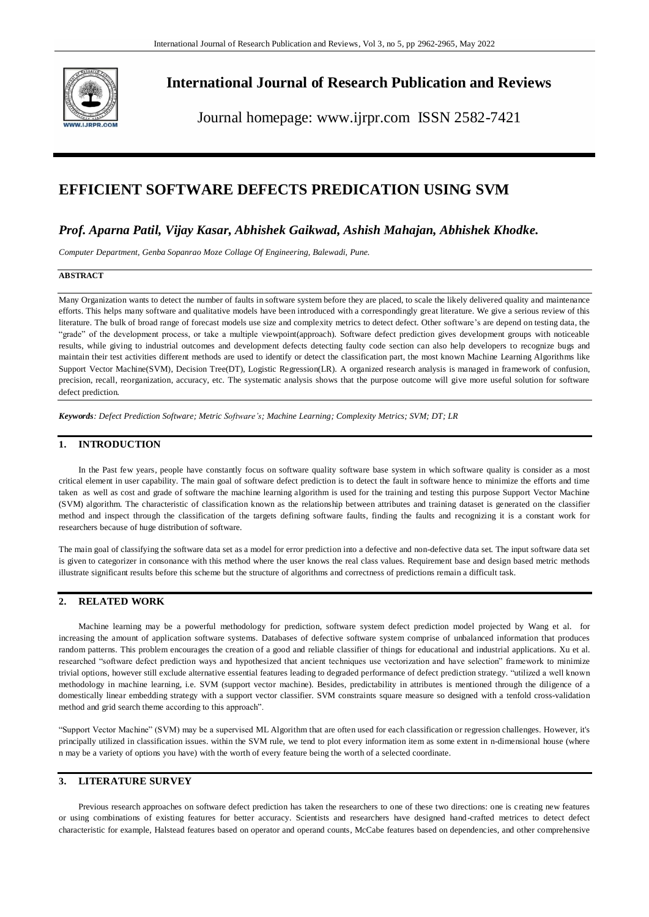# International Journal of Research Publication and Reviews

Journal homepage: www.ijrpr.com ISSN 2582-7421

# EFFICIENT SOFTWARE DEFECTS PREDICATION USING SVM

## *Prof. Aparna Patil, Vijay Kasar, Abhishek Gaikwad, Ashish Mahajan, Abhishek Khodke.*

*Computer Department, Genba Sopanrao Moze Collage Of Engineering, Balewadi, Pune.*

**ABSTRACT**

Many Organization wants to detect the number of faults in software system before they are placed, to scale the likely delivered quality and maintenance efforts. This helps many software and qualitative models have been introduced with a correspondingly great literature. We give a serious review of this literature. The bulk of broad range of forecast models use size and complexity metrics to detect defect. Other software's are depend on testing data, the "grade" of the development process, or take a multiple viewpoint(approach). Software defect prediction gives development groups with noticeable results, while giving to industrial outcomes and development defects detecting faulty code section can also help developers to recognize bugs and maintain their test activities different methods are used to identify or detect the classification part, the most known Machine Learning Algorithms like Support Vector Machine(SVM), Decision Tree(DT), Logistic Regression(LR). A organized research analysis is managed in framework of confusion, precision, recall, reorganization, accuracy, etc. The systematic analysis shows that the purpose outcome will give more useful solution for software defect prediction.

***Keywords****: Defect Prediction Software; Metric Software's; Machine Learning; Complexity Metrics; SVM; DT; LR*

## 1. INTRODUCTION

In the Past few years, people have constantly focus on software quality software base system in which software quality is consider as a most critical element in user capability. The main goal of software defect prediction is to detect the fault in software hence to minimize the efforts and time taken as well as cost and grade of software the machine learning algorithm is used for the training and testing this purpose Support Vector Machine (SVM) algorithm. The characteristic of classification known as the relationship between attributes and training dataset is generated on the classifier method and inspect through the classification of the targets defining software faults, finding the faults and recognizing it is a constant work for researchers because of huge distribution of software.

The main goal of classifying the software data set as a model for error prediction into a defective and non-defective data set. The input software data set is given to categorizer in consonance with this method where the user knows the real class values. Requirement base and design based metric methods illustrate significant results before this scheme but the structure of algorithms and correctness of predictions remain a difficult task.

## 2. RELATED WORK

Machine learning may be a powerful methodology for prediction, software system defect prediction model projected by Wang et al. for increasing the amount of application software systems. Databases of defective software system comprise of unbalanced information that produces random patterns. This problem encourages the creation of a good and reliable classifier of things for educational and industrial applications. Xu et al. researched "software defect prediction ways and hypothesized that ancient techniques use vectorization and have selection" framework to minimize trivial options, however still exclude alternative essential features leading to degraded performance of defect prediction strategy. "utilized a well known methodology in machine learning, i.e. SVM (support vector machine). Besides, predictability in attributes is mentioned through the diligence of a domestically linear embedding strategy with a support vector classifier. SVM constraints square measure so designed with a tenfold cross-validation method and grid search theme according to this approach".

"Support Vector Machine" (SVM) may be a supervised ML Algorithm that are often used for each classification or regression challenges. However, it's principally utilized in classification issues. within the SVM rule, we tend to plot every information item as some extent in n-dimensional house (where n may be a variety of options you have) with the worth of every feature being the worth of a selected coordinate.

## 3. LITERATURE SURVEY

Previous research approaches on software defect prediction has taken the researchers to one of these two directions: one is creating new features or using combinations of existing features for better accuracy. Scientists and researchers have designed hand-crafted metrices to detect defect characteristic for example, Halstead features based on operator and operand counts, McCabe features based on dependencies, and other comprehensive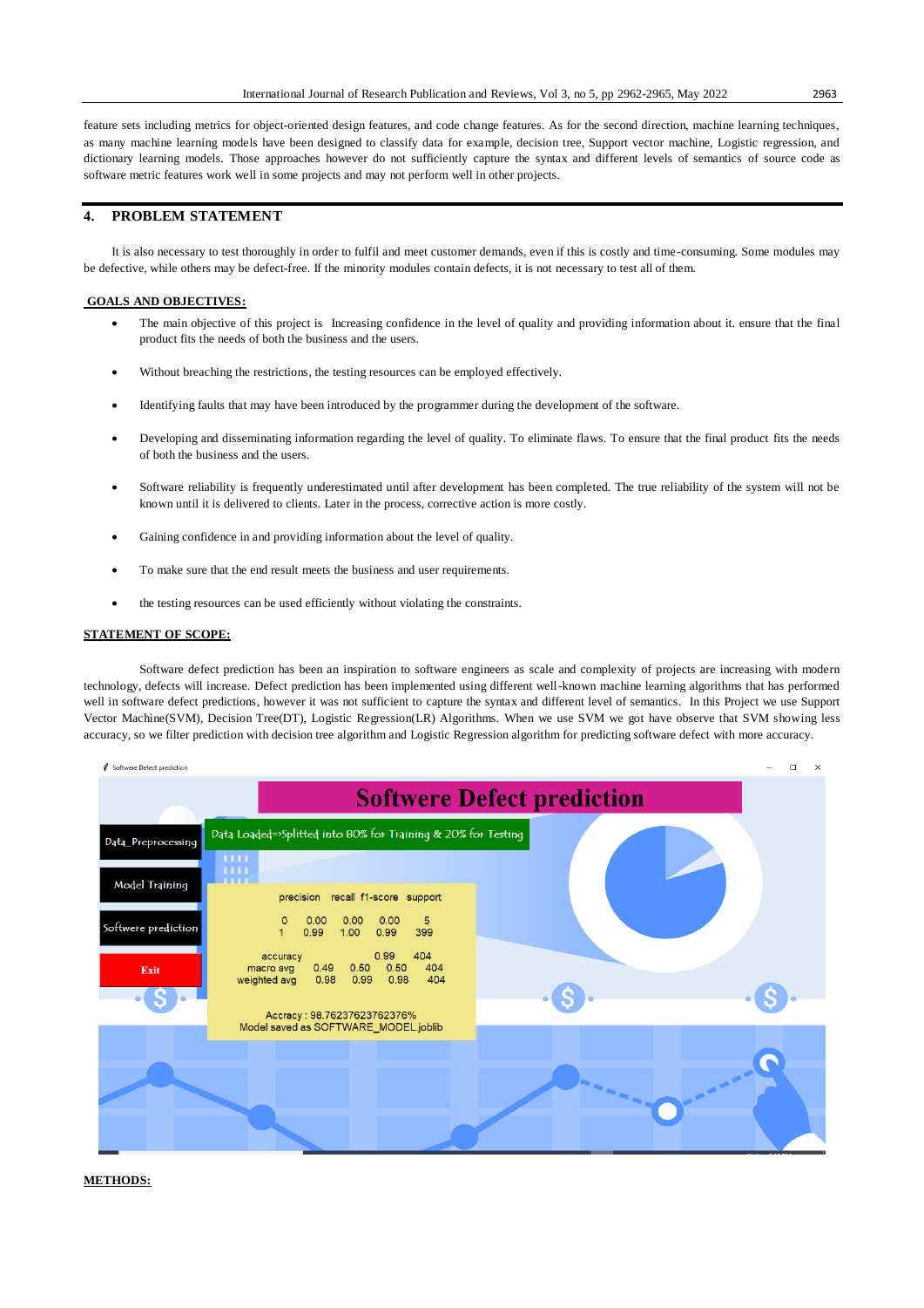feature sets including metrics for object-oriented design features, and code change features. As for the second direction, machine learning techniques, as many machine learning models have been designed to classify data for example, decision tree, Support vector machine, Logistic regression, and dictionary learning models. Those approaches however do not sufficiently capture the syntax and different levels of semantics of source code as software metric features work well in some projects and may not perform well in other projects.

## 4. PROBLEM STATEMENT

It is also necessary to test thoroughly in order to fulfil and meet customer demands, even if this is costly and time-consuming. Some modules may be defective, while others may be defect-free. If the minority modules contain defects, it is not necessary to test all of them.

**GOALS AND OBJECTIVES:**

- The main objective of this project is Increasing confidence in the level of quality and providing information about it. ensure that the final product fits the needs of both the business and the users.
- Without breaching the restrictions, the testing resources can be employed effectively.
- Identifying faults that may have been introduced by the programmer during the development of the software.
- Developing and disseminating information regarding the level of quality. To eliminate flaws. To ensure that the final product fits the needs of both the business and the users.
- Software reliability is frequently underestimated until after development has been completed. The true reliability of the system will not be known until it is delivered to clients. Later in the process, corrective action is more costly.
- Gaining confidence in and providing information about the level of quality.
- To make sure that the end result meets the business and user requirements.
- the testing resources can be used efficiently without violating the constraints.

**STATEMENT OF SCOPE:**

Software defect prediction has been an inspiration to software engineers as scale and complexity of projects are increasing with modern technology, defects will increase. Defect prediction has been implemented using different well-known machine learning algorithms that has performed well in software defect predictions, however it was not sufficient to capture the syntax and different level of semantics. In this Project we use Support Vector Machine(SVM), Decision Tree(DT), Logistic Regression(LR) Algorithms. When we use SVM we got have observe that SVM showing less accuracy, so we filter prediction with decision tree algorithm and Logistic Regression algorithm for predicting software defect with more accuracy.

Softwere Defect prediction

Data_Preprocessing | Model Training | Softwere prediction | Exit

Data Loaded=>Splitted into 80% for Training & 20% for Testing

| | precision | recall | f1-score | support |
|---|---|---|---|---|
| 0 | 0.00 | 0.00 | 0.00 | 5 |
| 1 | 0.99 | 1.00 | 0.99 | 399 |
| accuracy | | | 0.99 | 404 |
| macro avg | 0.49 | 0.50 | 0.50 | 404 |
| weighted avg | 0.98 | 0.99 | 0.98 | 404 |

Accracy : 98.76237623762376%
Model saved as SOFTWARE_MODEL.joblib

**METHODS:**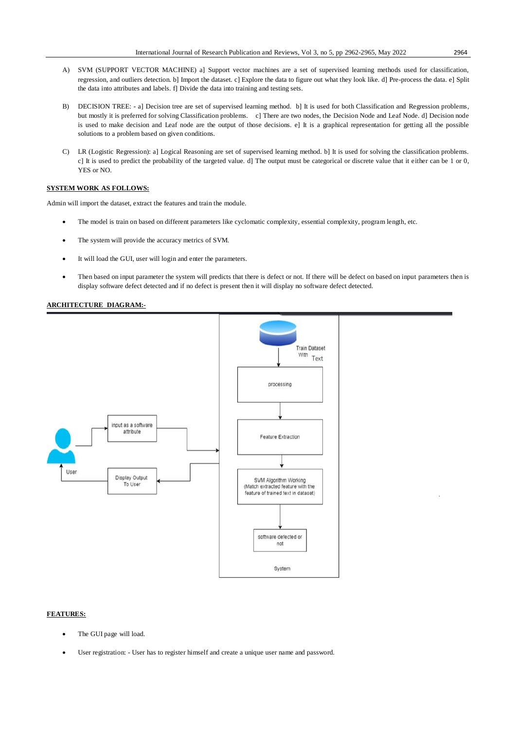A) SVM (SUPPORT VECTOR MACHINE) a] Support vector machines are a set of supervised learning methods used for classification, regression, and outliers detection. b] Import the dataset. c] Explore the data to figure out what they look like. d] Pre-process the data. e] Split the data into attributes and labels. f] Divide the data into training and testing sets.

B) DECISION TREE: - a] Decision tree are set of supervised learning method. b] It is used for both Classification and Regression problems, but mostly it is preferred for solving Classification problems. c] There are two nodes, the Decision Node and Leaf Node. d] Decision node is used to make decision and Leaf node are the output of those decisions. e] It is a graphical representation for getting all the possible solutions to a problem based on given conditions.

C) LR (Logistic Regression): a] Logical Reasoning are set of supervised learning method. b] It is used for solving the classification problems. c] It is used to predict the probability of the targeted value. d] The output must be categorical or discrete value that it either can be 1 or 0, YES or NO.

**SYSTEM WORK AS FOLLOWS:**

Admin will import the dataset, extract the features and train the module.

- The model is train on based on different parameters like cyclomatic complexity, essential complexity, program length, etc.
- The system will provide the accuracy metrics of SVM.
- It will load the GUI, user will login and enter the parameters.
- Then based on input parameter the system will predicts that there is defect or not. If there will be defect on based on input parameters then is display software defect detected and if no defect is present then it will display no software defect detected.

**ARCHITECTURE DIAGRAM:-**

**FEATURES:**

- The GUI page will load.
- User registration: - User has to register himself and create a unique user name and password.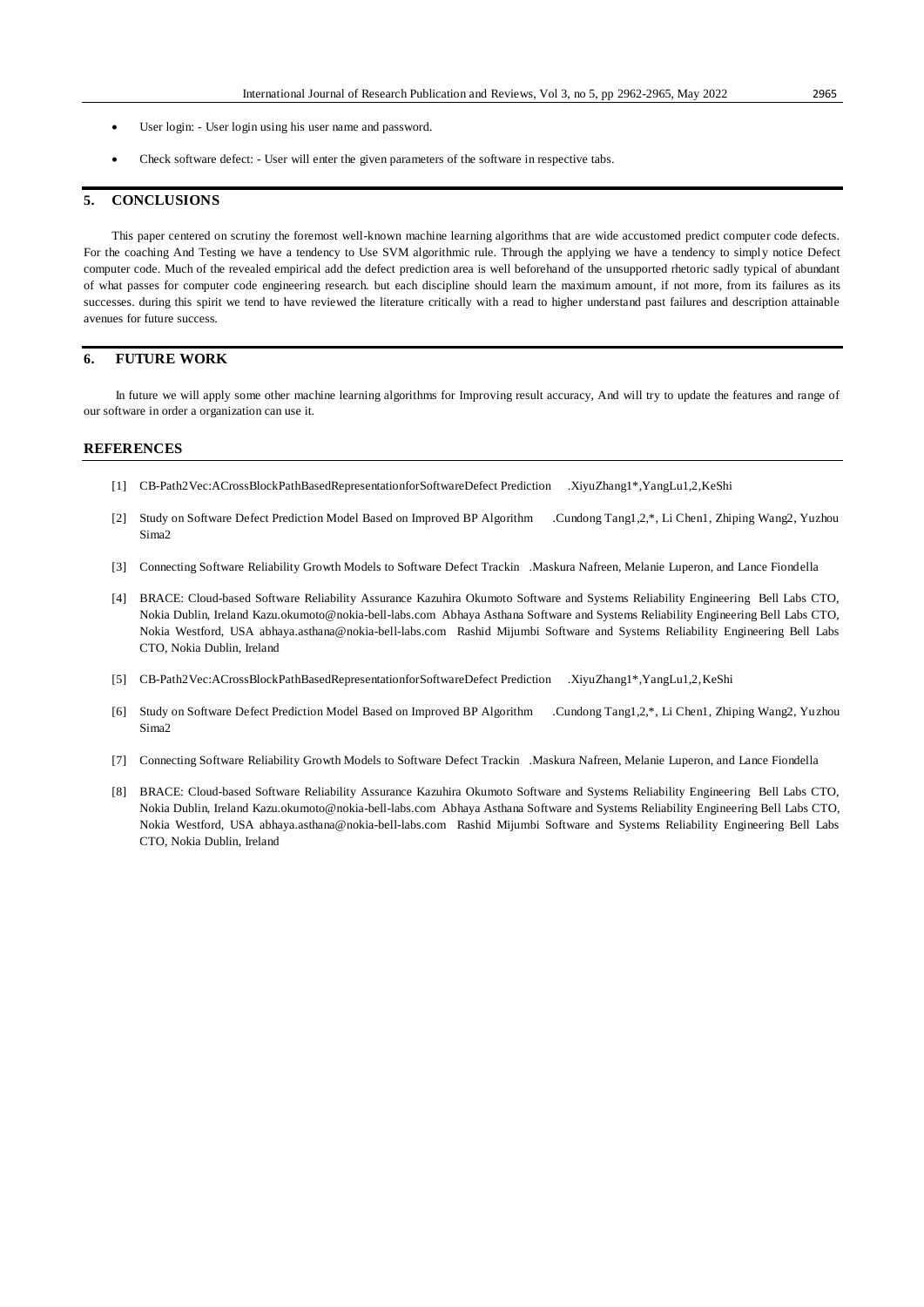- User login: - User login using his user name and password.
- Check software defect: - User will enter the given parameters of the software in respective tabs.

## 5. CONCLUSIONS

This paper centered on scrutiny the foremost well-known machine learning algorithms that are wide accustomed predict computer code defects. For the coaching And Testing we have a tendency to Use SVM algorithmic rule. Through the applying we have a tendency to simply notice Defect computer code. Much of the revealed empirical add the defect prediction area is well beforehand of the unsupported rhetoric sadly typical of abundant of what passes for computer code engineering research. but each discipline should learn the maximum amount, if not more, from its failures as its successes. during this spirit we tend to have reviewed the literature critically with a read to higher understand past failures and description attainable avenues for future success.

## 6. FUTURE WORK

In future we will apply some other machine learning algorithms for Improving result accuracy, And will try to update the features and range of our software in order a organization can use it.

## REFERENCES

[1] CB-Path2Vec:ACrossBlockPathBasedRepresentationforSoftwareDefect Prediction .XiyuZhang1*,YangLu1,2,KeShi

[2] Study on Software Defect Prediction Model Based on Improved BP Algorithm .Cundong Tang1,2,*, Li Chen1, Zhiping Wang2, Yuzhou Sima2

[3] Connecting Software Reliability Growth Models to Software Defect Trackin .Maskura Nafreen, Melanie Luperon, and Lance Fiondella

[4] BRACE: Cloud-based Software Reliability Assurance Kazuhira Okumoto Software and Systems Reliability Engineering Bell Labs CTO, Nokia Dublin, Ireland Kazu.okumoto@nokia-bell-labs.com Abhaya Asthana Software and Systems Reliability Engineering Bell Labs CTO, Nokia Westford, USA abhaya.asthana@nokia-bell-labs.com Rashid Mijumbi Software and Systems Reliability Engineering Bell Labs CTO, Nokia Dublin, Ireland

[5] CB-Path2Vec:ACrossBlockPathBasedRepresentationforSoftwareDefect Prediction .XiyuZhang1*,YangLu1,2,KeShi

[6] Study on Software Defect Prediction Model Based on Improved BP Algorithm .Cundong Tang1,2,*, Li Chen1, Zhiping Wang2, Yuzhou Sima2

[7] Connecting Software Reliability Growth Models to Software Defect Trackin .Maskura Nafreen, Melanie Luperon, and Lance Fiondella

[8] BRACE: Cloud-based Software Reliability Assurance Kazuhira Okumoto Software and Systems Reliability Engineering Bell Labs CTO, Nokia Dublin, Ireland Kazu.okumoto@nokia-bell-labs.com Abhaya Asthana Software and Systems Reliability Engineering Bell Labs CTO, Nokia Westford, USA abhaya.asthana@nokia-bell-labs.com Rashid Mijumbi Software and Systems Reliability Engineering Bell Labs CTO, Nokia Dublin, Ireland